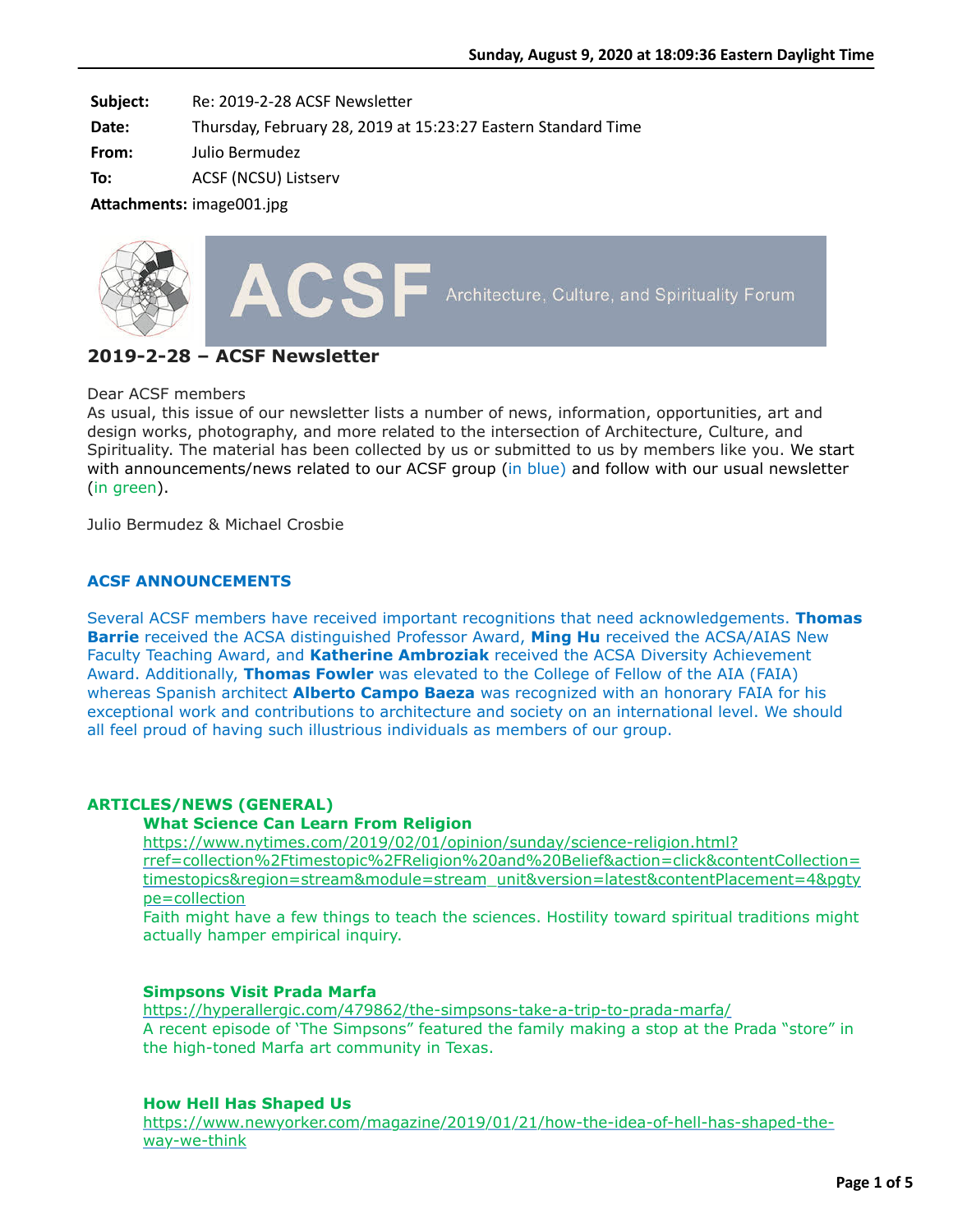Sunday, August 9, 2020 at 18:09:36 Eastern Daylight Time

**Subject:** Re: 2019-2-28 ACSF Newsletter
**Date:** Thursday, February 28, 2019 at 15:23:27 Eastern Standard Time
**From:** Julio Bermudez
**To:** ACSF (NCSU) Listserv
**Attachments:** image001.jpg

ACSF Architecture, Culture, and Spirituality Forum

## 2019-2-28 – ACSF Newsletter

Dear ACSF members
As usual, this issue of our newsletter lists a number of news, information, opportunities, art and design works, photography, and more related to the intersection of Architecture, Culture, and Spirituality. The material has been collected by us or submitted to us by members like you. We start with announcements/news related to our ACSF group (in blue) and follow with our usual newsletter (in green).

Julio Bermudez & Michael Crosbie

### ACSF ANNOUNCEMENTS

Several ACSF members have received important recognitions that need acknowledgements. **Thomas Barrie** received the ACSA distinguished Professor Award, **Ming Hu** received the ACSA/AIAS New Faculty Teaching Award, and **Katherine Ambroziak** received the ACSA Diversity Achievement Award. Additionally, **Thomas Fowler** was elevated to the College of Fellow of the AIA (FAIA) whereas Spanish architect **Alberto Campo Baeza** was recognized with an honorary FAIA for his exceptional work and contributions to architecture and society on an international level. We should all feel proud of having such illustrious individuals as members of our group.

### ARTICLES/NEWS (GENERAL)

**What Science Can Learn From Religion**
https://www.nytimes.com/2019/02/01/opinion/sunday/science-religion.html?rref=collection%2Ftimestopic%2FReligion%20and%20Belief&action=click&contentCollection=timestopics&region=stream&module=stream_unit&version=latest&contentPlacement=4&pgtype=collection
Faith might have a few things to teach the sciences. Hostility toward spiritual traditions might actually hamper empirical inquiry.

**Simpsons Visit Prada Marfa**
https://hyperallergic.com/479862/the-simpsons-take-a-trip-to-prada-marfa/
A recent episode of 'The Simpsons" featured the family making a stop at the Prada "store" in the high-toned Marfa art community in Texas.

**How Hell Has Shaped Us**
https://www.newyorker.com/magazine/2019/01/21/how-the-idea-of-hell-has-shaped-the-way-we-think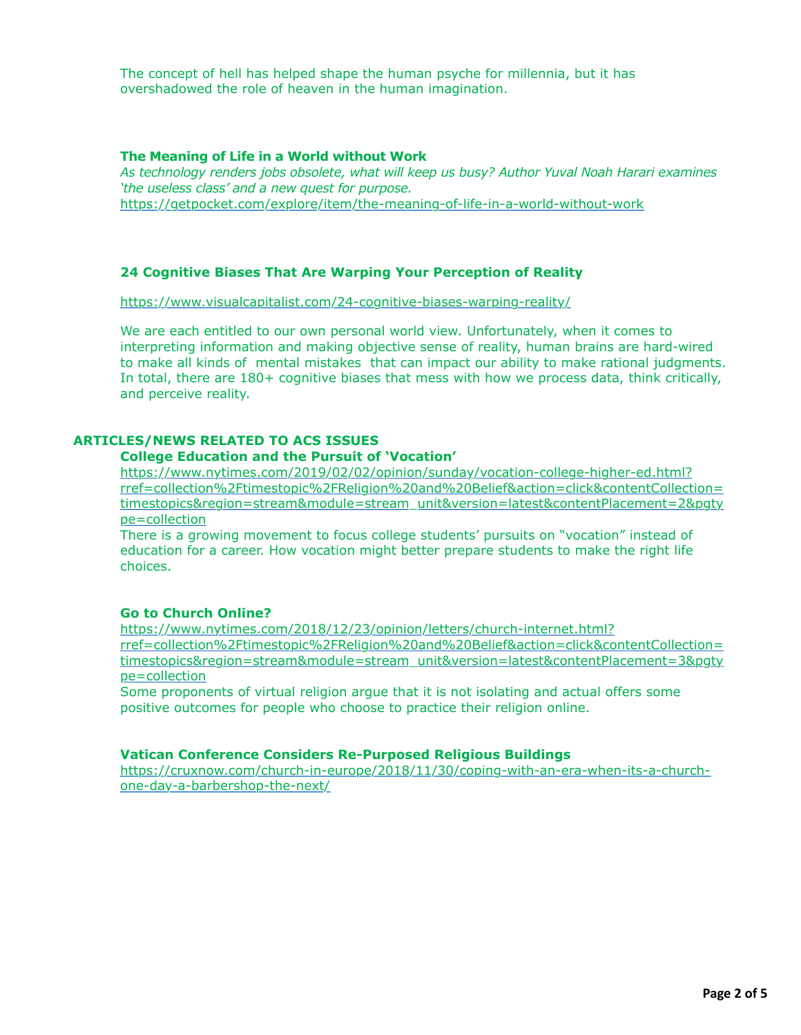The concept of hell has helped shape the human psyche for millennia, but it has overshadowed the role of heaven in the human imagination.

**The Meaning of Life in a World without Work**

*As technology renders jobs obsolete, what will keep us busy? Author Yuval Noah Harari examines 'the useless class' and a new quest for purpose.*

https://getpocket.com/explore/item/the-meaning-of-life-in-a-world-without-work

**24 Cognitive Biases That Are Warping Your Perception of Reality**

https://www.visualcapitalist.com/24-cognitive-biases-warping-reality/

We are each entitled to our own personal world view. Unfortunately, when it comes to interpreting information and making objective sense of reality, human brains are hard-wired to make all kinds of mental mistakes that can impact our ability to make rational judgments. In total, there are 180+ cognitive biases that mess with how we process data, think critically, and perceive reality.

## ARTICLES/NEWS RELATED TO ACS ISSUES

**College Education and the Pursuit of 'Vocation'**

https://www.nytimes.com/2019/02/02/opinion/sunday/vocation-college-higher-ed.html?rref=collection%2Ftimestopic%2FReligion%20and%20Belief&action=click&contentCollection=timestopics&region=stream&module=stream_unit&version=latest&contentPlacement=2&pgtype=collection

There is a growing movement to focus college students' pursuits on "vocation" instead of education for a career. How vocation might better prepare students to make the right life choices.

**Go to Church Online?**

https://www.nytimes.com/2018/12/23/opinion/letters/church-internet.html?rref=collection%2Ftimestopic%2FReligion%20and%20Belief&action=click&contentCollection=timestopics&region=stream&module=stream_unit&version=latest&contentPlacement=3&pgtype=collection

Some proponents of virtual religion argue that it is not isolating and actual offers some positive outcomes for people who choose to practice their religion online.

**Vatican Conference Considers Re-Purposed Religious Buildings**

https://cruxnow.com/church-in-europe/2018/11/30/coping-with-an-era-when-its-a-church-one-day-a-barbershop-the-next/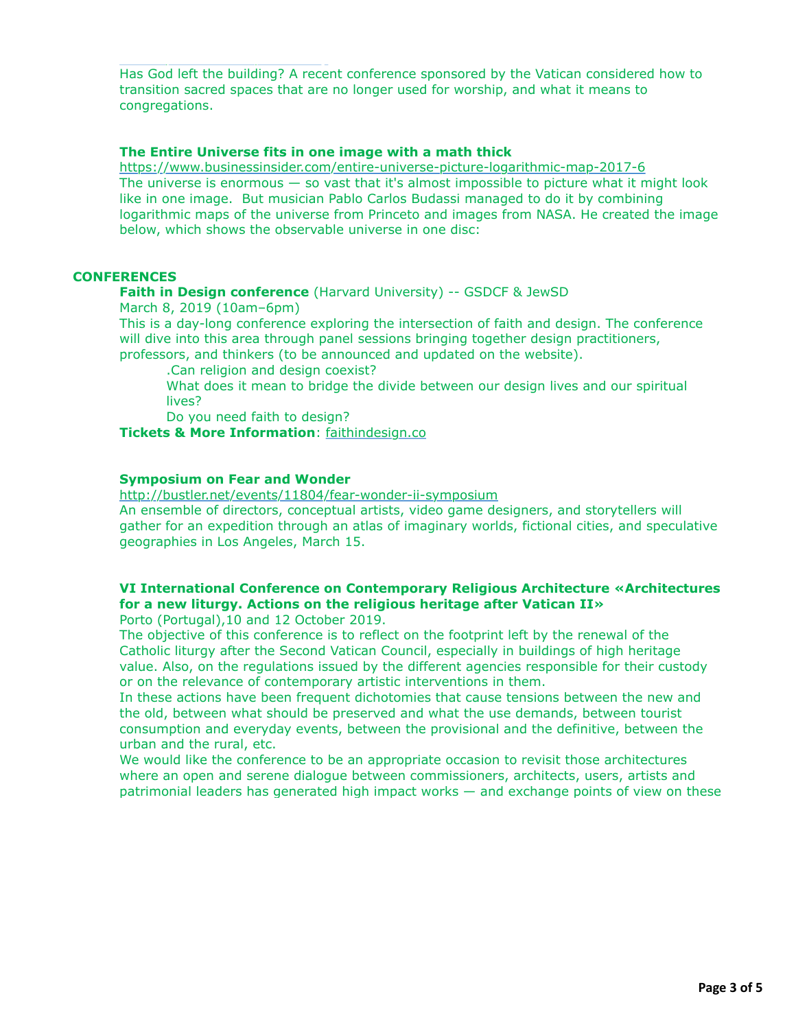Has God left the building? A recent conference sponsored by the Vatican considered how to transition sacred spaces that are no longer used for worship, and what it means to congregations.

**The Entire Universe fits in one image with a math thick**
https://www.businessinsider.com/entire-universe-picture-logarithmic-map-2017-6
The universe is enormous — so vast that it's almost impossible to picture what it might look like in one image. But musician Pablo Carlos Budassi managed to do it by combining logarithmic maps of the universe from Princeto and images from NASA. He created the image below, which shows the observable universe in one disc:

## CONFERENCES

**Faith in Design conference** (Harvard University) -- GSDCF & JewSD
March 8, 2019 (10am–6pm)
This is a day-long conference exploring the intersection of faith and design. The conference will dive into this area through panel sessions bringing together design practitioners, professors, and thinkers (to be announced and updated on the website).

.Can religion and design coexist?
What does it mean to bridge the divide between our design lives and our spiritual lives?
Do you need faith to design?

**Tickets & More Information**: faithindesign.co

**Symposium on Fear and Wonder**
http://bustler.net/events/11804/fear-wonder-ii-symposium
An ensemble of directors, conceptual artists, video game designers, and storytellers will gather for an expedition through an atlas of imaginary worlds, fictional cities, and speculative geographies in Los Angeles, March 15.

**VI International Conference on Contemporary Religious Architecture «Architectures for a new liturgy. Actions on the religious heritage after Vatican II»**
Porto (Portugal),10 and 12 October 2019.
The objective of this conference is to reflect on the footprint left by the renewal of the Catholic liturgy after the Second Vatican Council, especially in buildings of high heritage value. Also, on the regulations issued by the different agencies responsible for their custody or on the relevance of contemporary artistic interventions in them.
In these actions have been frequent dichotomies that cause tensions between the new and the old, between what should be preserved and what the use demands, between tourist consumption and everyday events, between the provisional and the definitive, between the urban and the rural, etc.
We would like the conference to be an appropriate occasion to revisit those architectures where an open and serene dialogue between commissioners, architects, users, artists and patrimonial leaders has generated high impact works — and exchange points of view on these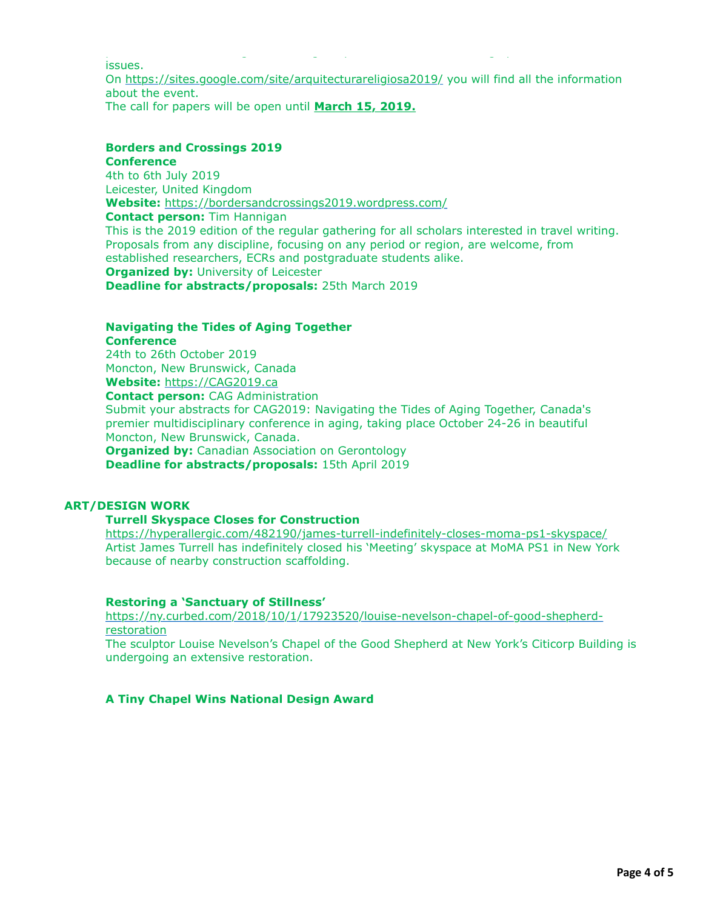issues.
On https://sites.google.com/site/arquitecturareligiosa2019/ you will find all the information about the event.
The call for papers will be open until **March 15, 2019.**

**Borders and Crossings 2019**
**Conference**
4th to 6th July 2019
Leicester, United Kingdom
**Website:** https://bordersandcrossings2019.wordpress.com/
**Contact person:** Tim Hannigan
This is the 2019 edition of the regular gathering for all scholars interested in travel writing. Proposals from any discipline, focusing on any period or region, are welcome, from established researchers, ECRs and postgraduate students alike.
**Organized by:** University of Leicester
**Deadline for abstracts/proposals:** 25th March 2019

**Navigating the Tides of Aging Together**
**Conference**
24th to 26th October 2019
Moncton, New Brunswick, Canada
**Website:** https://CAG2019.ca
**Contact person:** CAG Administration
Submit your abstracts for CAG2019: Navigating the Tides of Aging Together, Canada's premier multidisciplinary conference in aging, taking place October 24-26 in beautiful Moncton, New Brunswick, Canada.
**Organized by:** Canadian Association on Gerontology
**Deadline for abstracts/proposals:** 15th April 2019

## ART/DESIGN WORK

**Turrell Skyspace Closes for Construction**
https://hyperallergic.com/482190/james-turrell-indefinitely-closes-moma-ps1-skyspace/
Artist James Turrell has indefinitely closed his 'Meeting' skyspace at MoMA PS1 in New York because of nearby construction scaffolding.

**Restoring a 'Sanctuary of Stillness'**
https://ny.curbed.com/2018/10/1/17923520/louise-nevelson-chapel-of-good-shepherd-restoration
The sculptor Louise Nevelson's Chapel of the Good Shepherd at New York's Citicorp Building is undergoing an extensive restoration.

**A Tiny Chapel Wins National Design Award**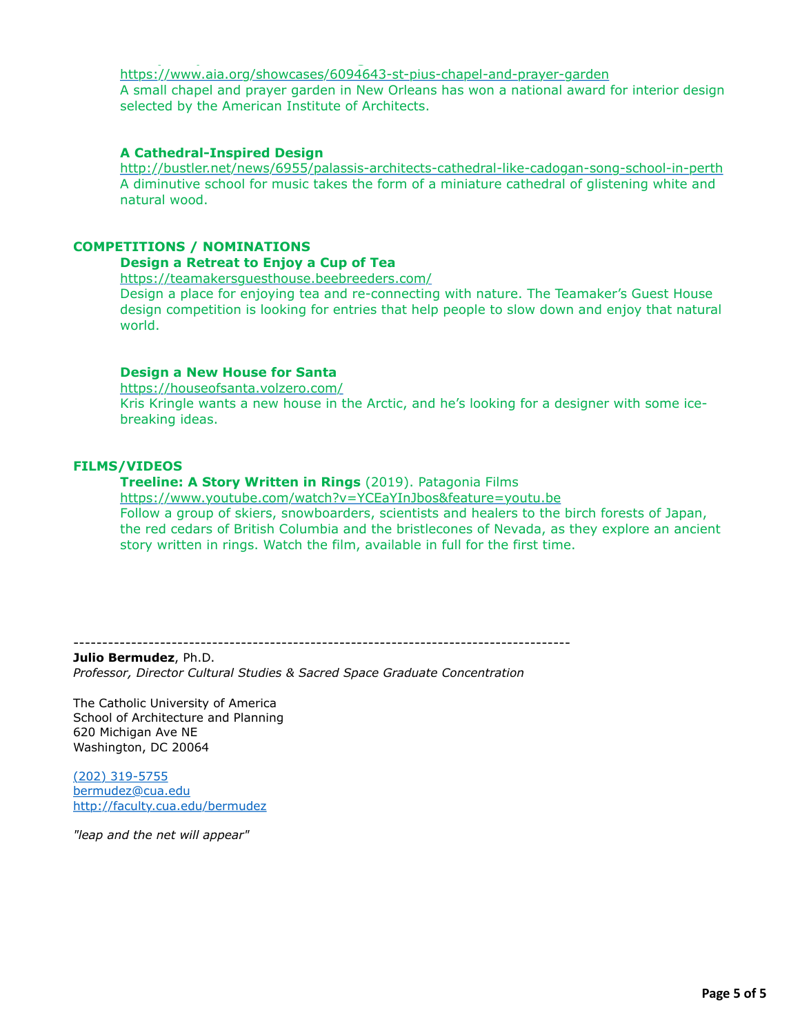https://www.aia.org/showcases/6094643-st-pius-chapel-and-prayer-garden
A small chapel and prayer garden in New Orleans has won a national award for interior design selected by the American Institute of Architects.

**A Cathedral-Inspired Design**
http://bustler.net/news/6955/palassis-architects-cathedral-like-cadogan-song-school-in-perth
A diminutive school for music takes the form of a miniature cathedral of glistening white and natural wood.

## COMPETITIONS / NOMINATIONS

**Design a Retreat to Enjoy a Cup of Tea**
https://teamakersguesthouse.beebreeders.com/
Design a place for enjoying tea and re-connecting with nature. The Teamaker's Guest House design competition is looking for entries that help people to slow down and enjoy that natural world.

**Design a New House for Santa**
https://houseofsanta.volzero.com/
Kris Kringle wants a new house in the Arctic, and he's looking for a designer with some ice-breaking ideas.

## FILMS/VIDEOS

**Treeline: A Story Written in Rings** (2019). Patagonia Films
https://www.youtube.com/watch?v=YCEaYInJbos&feature=youtu.be
Follow a group of skiers, snowboarders, scientists and healers to the birch forests of Japan, the red cedars of British Columbia and the bristlecones of Nevada, as they explore an ancient story written in rings. Watch the film, available in full for the first time.

-------------------------------------------------------------------------------------
**Julio Bermudez**, Ph.D.
*Professor, Director Cultural Studies & Sacred Space Graduate Concentration*

The Catholic University of America
School of Architecture and Planning
620 Michigan Ave NE
Washington, DC 20064

(202) 319-5755
bermudez@cua.edu
http://faculty.cua.edu/bermudez

*"leap and the net will appear"*